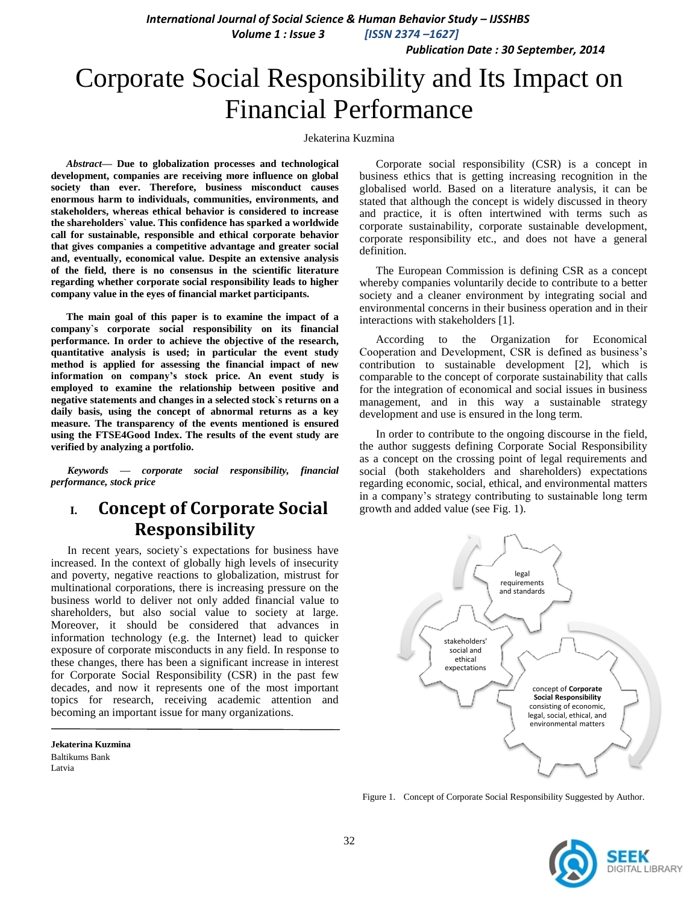# Corporate Social Responsibility and Its Impact on Financial Performance

Jekaterina Kuzmina

***Abstract*— Due to globalization processes and technological development, companies are receiving more influence on global society than ever. Therefore, business misconduct causes enormous harm to individuals, communities, environments, and stakeholders, whereas ethical behavior is considered to increase the shareholders` value. This confidence has sparked a worldwide call for sustainable, responsible and ethical corporate behavior that gives companies a competitive advantage and greater social and, eventually, economical value. Despite an extensive analysis of the field, there is no consensus in the scientific literature regarding whether corporate social responsibility leads to higher company value in the eyes of financial market participants.**

**The main goal of this paper is to examine the impact of a company`s corporate social responsibility on its financial performance. In order to achieve the objective of the research, quantitative analysis is used; in particular the event study method is applied for assessing the financial impact of new information on company's stock price. An event study is employed to examine the relationship between positive and negative statements and changes in a selected stock`s returns on a daily basis, using the concept of abnormal returns as a key measure. The transparency of the events mentioned is ensured using the FTSE4Good Index. The results of the event study are verified by analyzing a portfolio.**

***Keywords — corporate social responsibility, financial performance, stock price***

## I. Concept of Corporate Social Responsibility

In recent years, society`s expectations for business have increased. In the context of globally high levels of insecurity and poverty, negative reactions to globalization, mistrust for multinational corporations, there is increasing pressure on the business world to deliver not only added financial value to shareholders, but also social value to society at large. Moreover, it should be considered that advances in information technology (e.g. the Internet) lead to quicker exposure of corporate misconducts in any field. In response to these changes, there has been a significant increase in interest for Corporate Social Responsibility (CSR) in the past few decades, and now it represents one of the most important topics for research, receiving academic attention and becoming an important issue for many organizations.

**Jekaterina Kuzmina**
Baltikums Bank
Latvia

Corporate social responsibility (CSR) is a concept in business ethics that is getting increasing recognition in the globalised world. Based on a literature analysis, it can be stated that although the concept is widely discussed in theory and practice, it is often intertwined with terms such as corporate sustainability, corporate sustainable development, corporate responsibility etc., and does not have a general definition.

The European Commission is defining CSR as a concept whereby companies voluntarily decide to contribute to a better society and a cleaner environment by integrating social and environmental concerns in their business operation and in their interactions with stakeholders [1].

According to the Organization for Economical Cooperation and Development, CSR is defined as business's contribution to sustainable development [2], which is comparable to the concept of corporate sustainability that calls for the integration of economical and social issues in business management, and in this way a sustainable strategy development and use is ensured in the long term.

In order to contribute to the ongoing discourse in the field, the author suggests defining Corporate Social Responsibility as a concept on the crossing point of legal requirements and social (both stakeholders and shareholders) expectations regarding economic, social, ethical, and environmental matters in a company's strategy contributing to sustainable long term growth and added value (see Fig. 1).

legal requirements and standards

stakeholders' social and ethical expectations

concept of **Corporate Social Responsibility** consisting of economic, legal, social, ethical, and environmental matters

Figure 1. Concept of Corporate Social Responsibility Suggested by Author.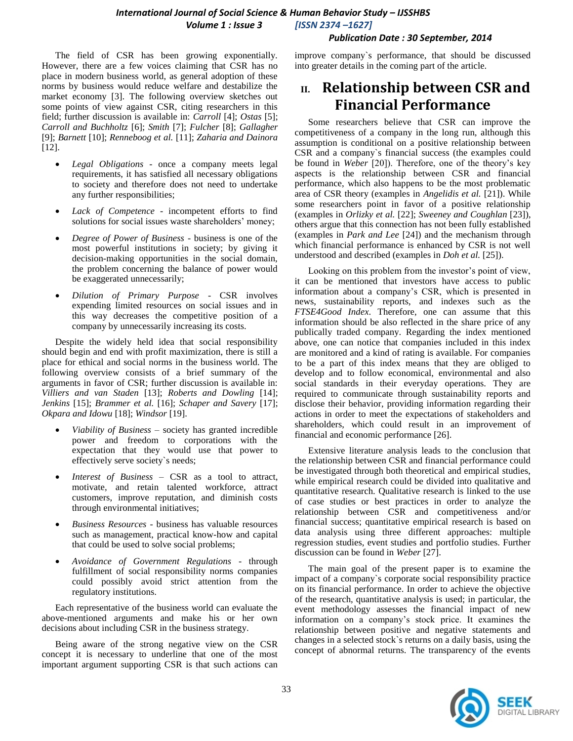The field of CSR has been growing exponentially. However, there are a few voices claiming that CSR has no place in modern business world, as general adoption of these norms by business would reduce welfare and destabilize the market economy [3]. The following overview sketches out some points of view against CSR, citing researchers in this field; further discussion is available in: *Carroll* [4]; *Ostas* [5]; *Carroll and Buchholtz* [6]; *Smith* [7]; *Fulcher* [8]; *Gallagher* [9]; *Barnett* [10]; *Renneboog et al.* [11]; *Zaharia and Dainora* [12].

- *Legal Obligations* - once a company meets legal requirements, it has satisfied all necessary obligations to society and therefore does not need to undertake any further responsibilities;
- *Lack of Competence* - incompetent efforts to find solutions for social issues waste shareholders' money;
- *Degree of Power of Business* - business is one of the most powerful institutions in society; by giving it decision-making opportunities in the social domain, the problem concerning the balance of power would be exaggerated unnecessarily;
- *Dilution of Primary Purpose* - CSR involves expending limited resources on social issues and in this way decreases the competitive position of a company by unnecessarily increasing its costs.

Despite the widely held idea that social responsibility should begin and end with profit maximization, there is still a place for ethical and social norms in the business world. The following overview consists of a brief summary of the arguments in favor of CSR; further discussion is available in: *Villiers and van Staden* [13]; *Roberts and Dowling* [14]; *Jenkins* [15]; *Brammer et al.* [16]; *Schaper and Savery* [17]; *Okpara and Idowu* [18]; *Windsor* [19].

- *Viability of Business* – society has granted incredible power and freedom to corporations with the expectation that they would use that power to effectively serve society`s needs;
- *Interest of Business* – CSR as a tool to attract, motivate, and retain talented workforce, attract customers, improve reputation, and diminish costs through environmental initiatives;
- *Business Resources* - business has valuable resources such as management, practical know-how and capital that could be used to solve social problems;
- *Avoidance of Government Regulations* - through fulfillment of social responsibility norms companies could possibly avoid strict attention from the regulatory institutions.

Each representative of the business world can evaluate the above-mentioned arguments and make his or her own decisions about including CSR in the business strategy.

Being aware of the strong negative view on the CSR concept it is necessary to underline that one of the most important argument supporting CSR is that such actions can improve company`s performance, that should be discussed into greater details in the coming part of the article.

## II. Relationship between CSR and Financial Performance

Some researchers believe that CSR can improve the competitiveness of a company in the long run, although this assumption is conditional on a positive relationship between CSR and a company`s financial success (the examples could be found in *Weber* [20]). Therefore, one of the theory's key aspects is the relationship between CSR and financial performance, which also happens to be the most problematic area of CSR theory (examples in *Angelidis et al.* [21]). While some researchers point in favor of a positive relationship (examples in *Orlizky et al.* [22]; *Sweeney and Coughlan* [23]), others argue that this connection has not been fully established (examples in *Park and Lee* [24]) and the mechanism through which financial performance is enhanced by CSR is not well understood and described (examples in *Doh et al.* [25]).

Looking on this problem from the investor's point of view, it can be mentioned that investors have access to public information about a company's CSR, which is presented in news, sustainability reports, and indexes such as the *FTSE4Good Index*. Therefore, one can assume that this information should be also reflected in the share price of any publically traded company. Regarding the index mentioned above, one can notice that companies included in this index are monitored and a kind of rating is available. For companies to be a part of this index means that they are obliged to develop and to follow economical, environmental and also social standards in their everyday operations. They are required to communicate through sustainability reports and disclose their behavior, providing information regarding their actions in order to meet the expectations of stakeholders and shareholders, which could result in an improvement of financial and economic performance [26].

Extensive literature analysis leads to the conclusion that the relationship between CSR and financial performance could be investigated through both theoretical and empirical studies, while empirical research could be divided into qualitative and quantitative research. Qualitative research is linked to the use of case studies or best practices in order to analyze the relationship between CSR and competitiveness and/or financial success; quantitative empirical research is based on data analysis using three different approaches: multiple regression studies, event studies and portfolio studies. Further discussion can be found in *Weber* [27].

The main goal of the present paper is to examine the impact of a company`s corporate social responsibility practice on its financial performance. In order to achieve the objective of the research, quantitative analysis is used; in particular, the event methodology assesses the financial impact of new information on a company's stock price. It examines the relationship between positive and negative statements and changes in a selected stock`s returns on a daily basis, using the concept of abnormal returns. The transparency of the events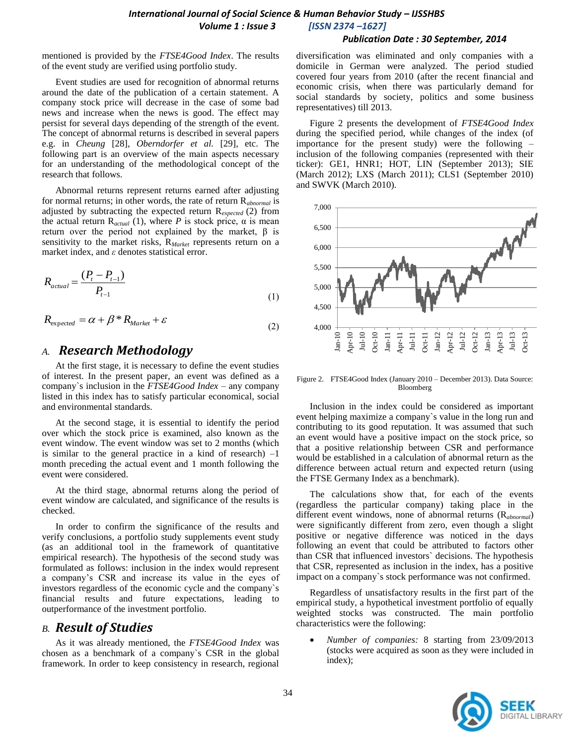mentioned is provided by the *FTSE4Good Index*. The results of the event study are verified using portfolio study.

Event studies are used for recognition of abnormal returns around the date of the publication of a certain statement. A company stock price will decrease in the case of some bad news and increase when the news is good. The effect may persist for several days depending of the strength of the event. The concept of abnormal returns is described in several papers e.g. in *Cheung* [28], *Oberndorfer et al.* [29], etc. The following part is an overview of the main aspects necessary for an understanding of the methodological concept of the research that follows.

Abnormal returns represent returns earned after adjusting for normal returns; in other words, the rate of return $R_{abnormal}$ is adjusted by subtracting the expected return $R_{expected}$ (2) from the actual return $R_{actual}$ (1), where $P$ is stock price, $\alpha$ is mean return over the period not explained by the market, $\beta$ is sensitivity to the market risks, $R_{Market}$ represents return on a market index, and $\varepsilon$ denotes statistical error.

$$R_{actual} = \frac{(P_t - P_{t-1})}{P_{t-1}} \quad (1)$$

$$R_{expected} = \alpha + \beta * R_{Market} + \varepsilon \quad (2)$$

## A. *Research Methodology*

At the first stage, it is necessary to define the event studies of interest. In the present paper, an event was defined as a company`s inclusion in the *FTSE4Good Index* – any company listed in this index has to satisfy particular economical, social and environmental standards.

At the second stage, it is essential to identify the period over which the stock price is examined, also known as the event window. The event window was set to 2 months (which is similar to the general practice in a kind of research) –1 month preceding the actual event and 1 month following the event were considered.

At the third stage, abnormal returns along the period of event window are calculated, and significance of the results is checked.

In order to confirm the significance of the results and verify conclusions, a portfolio study supplements event study (as an additional tool in the framework of quantitative empirical research). The hypothesis of the second study was formulated as follows: inclusion in the index would represent a company's CSR and increase its value in the eyes of investors regardless of the economic cycle and the company`s financial results and future expectations, leading to outperformance of the investment portfolio.

## B. *Result of Studies*

As it was already mentioned, the *FTSE4Good Index* was chosen as a benchmark of a company`s CSR in the global framework. In order to keep consistency in research, regional diversification was eliminated and only companies with a domicile in German were analyzed. The period studied covered four years from 2010 (after the recent financial and economic crisis, when there was particularly demand for social standards by society, politics and some business representatives) till 2013.

Figure 2 presents the development of *FTSE4Good Index* during the specified period, while changes of the index (of importance for the present study) were the following – inclusion of the following companies (represented with their ticker): GE1, HNR1; HOT, LIN (September 2013); SIE (March 2012); LXS (March 2011); CLS1 (September 2010) and SWVK (March 2010).

Figure 2. FTSE4Good Index (January 2010 – December 2013). Data Source: Bloomberg

Inclusion in the index could be considered as important event helping maximize a company`s value in the long run and contributing to its good reputation. It was assumed that such an event would have a positive impact on the stock price, so that a positive relationship between CSR and performance would be established in a calculation of abnormal return as the difference between actual return and expected return (using the FTSE Germany Index as a benchmark).

The calculations show that, for each of the events (regardless the particular company) taking place in the different event windows, none of abnormal returns ($R_{abnormal}$) were significantly different from zero, even though a slight positive or negative difference was noticed in the days following an event that could be attributed to factors other than CSR that influenced investors` decisions. The hypothesis that CSR, represented as inclusion in the index, has a positive impact on a company`s stock performance was not confirmed.

Regardless of unsatisfactory results in the first part of the empirical study, a hypothetical investment portfolio of equally weighted stocks was constructed. The main portfolio characteristics were the following:

- *Number of companies:* 8 starting from 23/09/2013 (stocks were acquired as soon as they were included in index);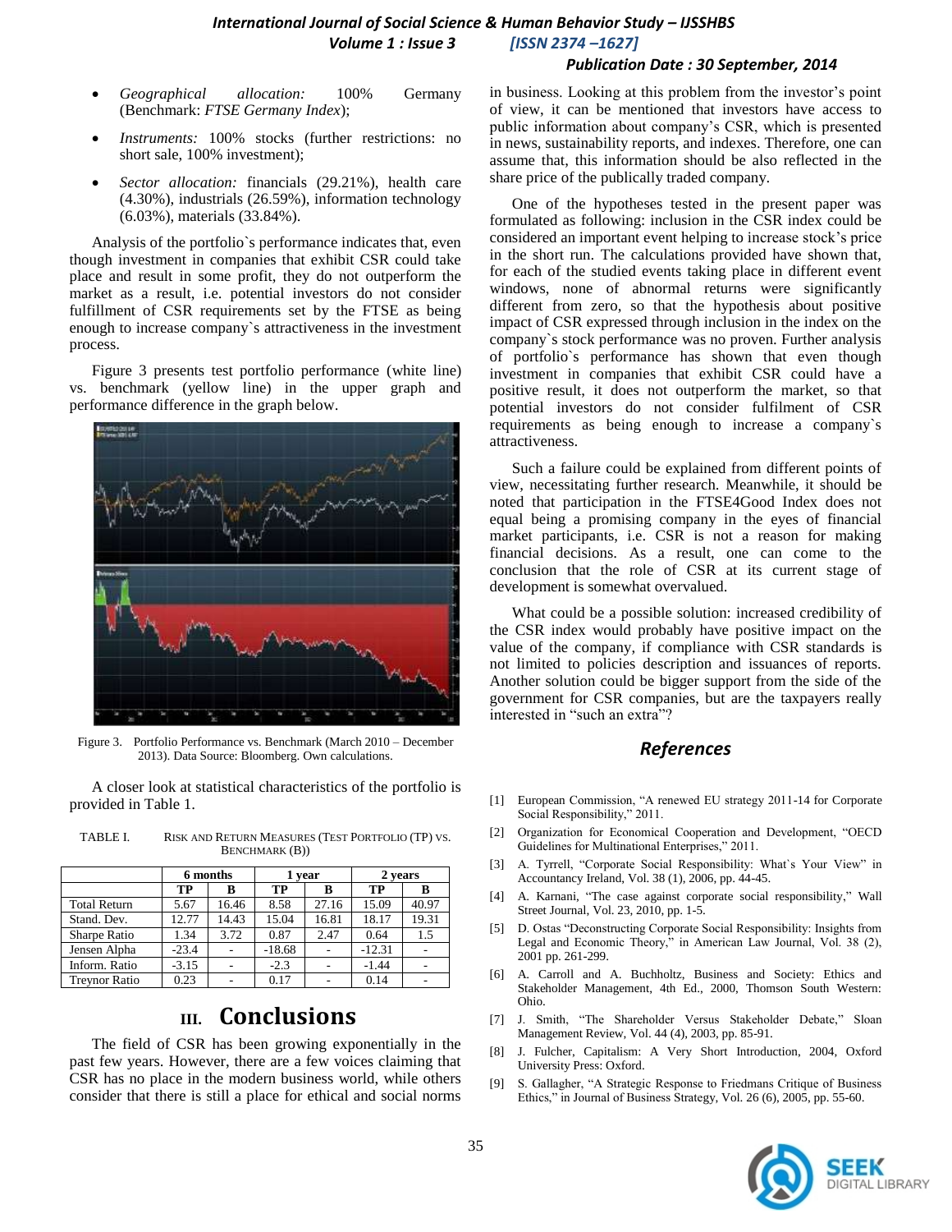- *Geographical allocation:* 100% Germany (Benchmark: *FTSE Germany Index*);
- *Instruments:* 100% stocks (further restrictions: no short sale, 100% investment);
- *Sector allocation:* financials (29.21%), health care (4.30%), industrials (26.59%), information technology (6.03%), materials (33.84%).

Analysis of the portfolio`s performance indicates that, even though investment in companies that exhibit CSR could take place and result in some profit, they do not outperform the market as a result, i.e. potential investors do not consider fulfillment of CSR requirements set by the FTSE as being enough to increase company`s attractiveness in the investment process.

Figure 3 presents test portfolio performance (white line) vs. benchmark (yellow line) in the upper graph and performance difference in the graph below.

Figure 3. Portfolio Performance vs. Benchmark (March 2010 – December 2013). Data Source: Bloomberg. Own calculations.

A closer look at statistical characteristics of the portfolio is provided in Table 1.

TABLE I. RISK AND RETURN MEASURES (TEST PORTFOLIO (TP) VS. BENCHMARK (B))

| | 6 months | | 1 year | | 2 years | |
|---|---|---|---|---|---|---|
| | TP | B | TP | B | TP | B |
| Total Return | 5.67 | 16.46 | 8.58 | 27.16 | 15.09 | 40.97 |
| Stand. Dev. | 12.77 | 14.43 | 15.04 | 16.81 | 18.17 | 19.31 |
| Sharpe Ratio | 1.34 | 3.72 | 0.87 | 2.47 | 0.64 | 1.5 |
| Jensen Alpha | -23.4 | - | -18.68 | - | -12.31 | - |
| Inform. Ratio | -3.15 | - | -2.3 | - | -1.44 | - |
| Treynor Ratio | 0.23 | - | 0.17 | - | 0.14 | - |

## III. Conclusions

The field of CSR has been growing exponentially in the past few years. However, there are a few voices claiming that CSR has no place in the modern business world, while others consider that there is still a place for ethical and social norms in business. Looking at this problem from the investor's point of view, it can be mentioned that investors have access to public information about company's CSR, which is presented in news, sustainability reports, and indexes. Therefore, one can assume that, this information should be also reflected in the share price of the publically traded company.

One of the hypotheses tested in the present paper was formulated as following: inclusion in the CSR index could be considered an important event helping to increase stock's price in the short run. The calculations provided have shown that, for each of the studied events taking place in different event windows, none of abnormal returns were significantly different from zero, so that the hypothesis about positive impact of CSR expressed through inclusion in the index on the company`s stock performance was no proven. Further analysis of portfolio`s performance has shown that even though investment in companies that exhibit CSR could have a positive result, it does not outperform the market, so that potential investors do not consider fulfilment of CSR requirements as being enough to increase a company`s attractiveness.

Such a failure could be explained from different points of view, necessitating further research. Meanwhile, it should be noted that participation in the FTSE4Good Index does not equal being a promising company in the eyes of financial market participants, i.e. CSR is not a reason for making financial decisions. As a result, one can come to the conclusion that the role of CSR at its current stage of development is somewhat overvalued.

What could be a possible solution: increased credibility of the CSR index would probably have positive impact on the value of the company, if compliance with CSR standards is not limited to policies description and issuances of reports. Another solution could be bigger support from the side of the government for CSR companies, but are the taxpayers really interested in "such an extra"?

## References

[1] European Commission, "A renewed EU strategy 2011-14 for Corporate Social Responsibility," 2011.

[2] Organization for Economical Cooperation and Development, "OECD Guidelines for Multinational Enterprises," 2011.

[3] A. Tyrrell, "Corporate Social Responsibility: What`s Your View" in Accountancy Ireland, Vol. 38 (1), 2006, pp. 44-45.

[4] A. Karnani, "The case against corporate social responsibility," Wall Street Journal, Vol. 23, 2010, pp. 1-5.

[5] D. Ostas "Deconstructing Corporate Social Responsibility: Insights from Legal and Economic Theory," in American Law Journal, Vol. 38 (2), 2001 pp. 261-299.

[6] A. Carroll and A. Buchholtz, Business and Society: Ethics and Stakeholder Management, 4th Ed., 2000, Thomson South Western: Ohio.

[7] J. Smith, "The Shareholder Versus Stakeholder Debate," Sloan Management Review, Vol. 44 (4), 2003, pp. 85-91.

[8] J. Fulcher, Capitalism: A Very Short Introduction, 2004, Oxford University Press: Oxford.

[9] S. Gallagher, "A Strategic Response to Friedmans Critique of Business Ethics," in Journal of Business Strategy, Vol. 26 (6), 2005, pp. 55-60.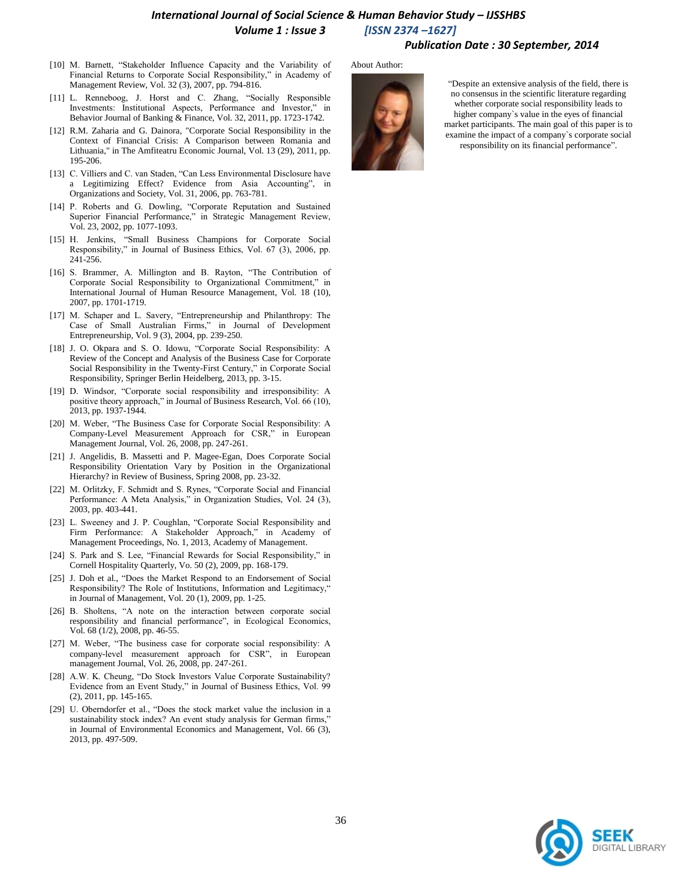[10] M. Barnett, “Stakeholder Influence Capacity and the Variability of Financial Returns to Corporate Social Responsibility,” in Academy of Management Review, Vol. 32 (3), 2007, pp. 794-816.

[11] L. Renneboog, J. Horst and C. Zhang, “Socially Responsible Investments: Institutional Aspects, Performance and Investor,” in Behavior Journal of Banking & Finance, Vol. 32, 2011, pp. 1723-1742.

[12] R.M. Zaharia and G. Dainora, "Corporate Social Responsibility in the Context of Financial Crisis: A Comparison between Romania and Lithuania," in The Amfiteatru Economic Journal, Vol. 13 (29), 2011, pp. 195-206.

[13] C. Villiers and C. van Staden, “Can Less Environmental Disclosure have a Legitimizing Effect? Evidence from Asia Accounting”, in Organizations and Society, Vol. 31, 2006, pp. 763-781.

[14] P. Roberts and G. Dowling, “Corporate Reputation and Sustained Superior Financial Performance,” in Strategic Management Review, Vol. 23, 2002, pp. 1077-1093.

[15] H. Jenkins, “Small Business Champions for Corporate Social Responsibility,” in Journal of Business Ethics, Vol. 67 (3), 2006, pp. 241-256.

[16] S. Brammer, A. Millington and B. Rayton, “The Contribution of Corporate Social Responsibility to Organizational Commitment,” in International Journal of Human Resource Management, Vol. 18 (10), 2007, pp. 1701-1719.

[17] M. Schaper and L. Savery, “Entrepreneurship and Philanthropy: The Case of Small Australian Firms,” in Journal of Development Entrepreneurship, Vol. 9 (3), 2004, pp. 239-250.

[18] J. O. Okpara and S. O. Idowu, “Corporate Social Responsibility: A Review of the Concept and Analysis of the Business Case for Corporate Social Responsibility in the Twenty-First Century,” in Corporate Social Responsibility, Springer Berlin Heidelberg, 2013, pp. 3-15.

[19] D. Windsor, “Corporate social responsibility and irresponsibility: A positive theory approach,” in Journal of Business Research, Vol. 66 (10), 2013, pp. 1937-1944.

[20] M. Weber, “The Business Case for Corporate Social Responsibility: A Company-Level Measurement Approach for CSR,” in European Management Journal, Vol. 26, 2008, pp. 247-261.

[21] J. Angelidis, B. Massetti and P. Magee-Egan, Does Corporate Social Responsibility Orientation Vary by Position in the Organizational Hierarchy? in Review of Business, Spring 2008, pp. 23-32.

[22] M. Orlitzky, F. Schmidt and S. Rynes, “Corporate Social and Financial Performance: A Meta Analysis,” in Organization Studies, Vol. 24 (3), 2003, pp. 403-441.

[23] L. Sweeney and J. P. Coughlan, “Corporate Social Responsibility and Firm Performance: A Stakeholder Approach,” in Academy of Management Proceedings, No. 1, 2013, Academy of Management.

[24] S. Park and S. Lee, “Financial Rewards for Social Responsibility,” in Cornell Hospitality Quarterly, Vo. 50 (2), 2009, pp. 168-179.

[25] J. Doh et al., “Does the Market Respond to an Endorsement of Social Responsibility? The Role of Institutions, Information and Legitimacy,“ in Journal of Management, Vol. 20 (1), 2009, pp. 1-25.

[26] B. Sholtens, “A note on the interaction between corporate social responsibility and financial performance”, in Ecological Economics, Vol. 68 (1/2), 2008, pp. 46-55.

[27] M. Weber, “The business case for corporate social responsibility: A company-level measurement approach for CSR”, in European management Journal, Vol. 26, 2008, pp. 247-261.

[28] A.W. K. Cheung, “Do Stock Investors Value Corporate Sustainability? Evidence from an Event Study,” in Journal of Business Ethics, Vol. 99 (2), 2011, pp. 145-165.

[29] U. Oberndorfer et al., “Does the stock market value the inclusion in a sustainability stock index? An event study analysis for German firms,” in Journal of Environmental Economics and Management, Vol. 66 (3), 2013, pp. 497-509.

About Author:

“Despite an extensive analysis of the field, there is no consensus in the scientific literature regarding whether corporate social responsibility leads to higher company`s value in the eyes of financial market participants. The main goal of this paper is to examine the impact of a company`s corporate social responsibility on its financial performance”.